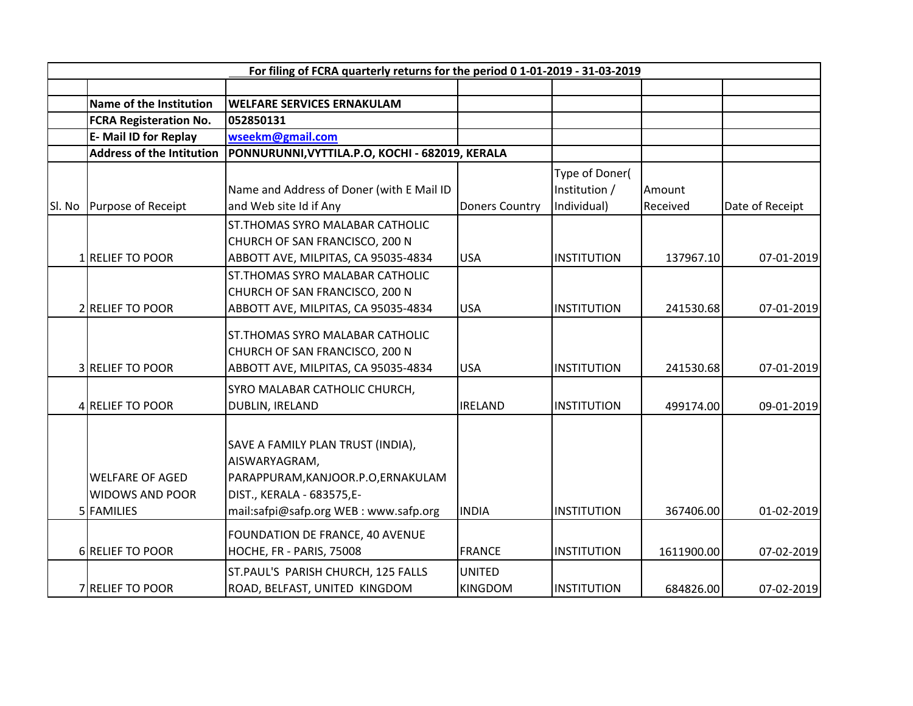**For filing of FCRA quarterly returns for the period 0 1-01-2019 - 31-03-2019**

| | | | | | | |
|---|---|---|---|---|---|---|
| | **Name of the Institution** | **WELFARE SERVICES ERNAKULAM** | | | | |
| | **FCRA Registeration No.** | **052850131** | | | | |
| | **E- Mail ID for Replay** | **wseekm@gmail.com** | | | | |
| | **Address of the Intitution** | **PONNURUNNI,VYTTILA.P.O, KOCHI - 682019, KERALA** | | | | |
| Sl. No | Purpose of Receipt | Name and Address of Doner (with E Mail ID and Web site Id if Any | Doners Country | Type of Doner( Institution / Individual) | Amount Received | Date of Receipt |
| 1 | RELIEF TO POOR | ST.THOMAS SYRO MALABAR CATHOLIC CHURCH OF SAN FRANCISCO, 200 N ABBOTT AVE, MILPITAS, CA 95035-4834 | USA | INSTITUTION | 137967.10 | 07-01-2019 |
| 2 | RELIEF TO POOR | ST.THOMAS SYRO MALABAR CATHOLIC CHURCH OF SAN FRANCISCO, 200 N ABBOTT AVE, MILPITAS, CA 95035-4834 | USA | INSTITUTION | 241530.68 | 07-01-2019 |
| 3 | RELIEF TO POOR | ST.THOMAS SYRO MALABAR CATHOLIC CHURCH OF SAN FRANCISCO, 200 N ABBOTT AVE, MILPITAS, CA 95035-4834 | USA | INSTITUTION | 241530.68 | 07-01-2019 |
| 4 | RELIEF TO POOR | SYRO MALABAR CATHOLIC CHURCH, DUBLIN, IRELAND | IRELAND | INSTITUTION | 499174.00 | 09-01-2019 |
| 5 | WELFARE OF AGED WIDOWS AND POOR FAMILIES | SAVE A FAMILY PLAN TRUST (INDIA), AISWARYAGRAM, PARAPPURAM,KANJOOR.P.O,ERNAKULAM DIST., KERALA - 683575,E-mail:safpi@safp.org WEB : www.safp.org | INDIA | INSTITUTION | 367406.00 | 01-02-2019 |
| 6 | RELIEF TO POOR | FOUNDATION DE FRANCE, 40 AVENUE HOCHE, FR - PARIS, 75008 | FRANCE | INSTITUTION | 1611900.00 | 07-02-2019 |
| 7 | RELIEF TO POOR | ST.PAUL'S PARISH CHURCH, 125 FALLS ROAD, BELFAST, UNITED KINGDOM | UNITED KINGDOM | INSTITUTION | 684826.00 | 07-02-2019 |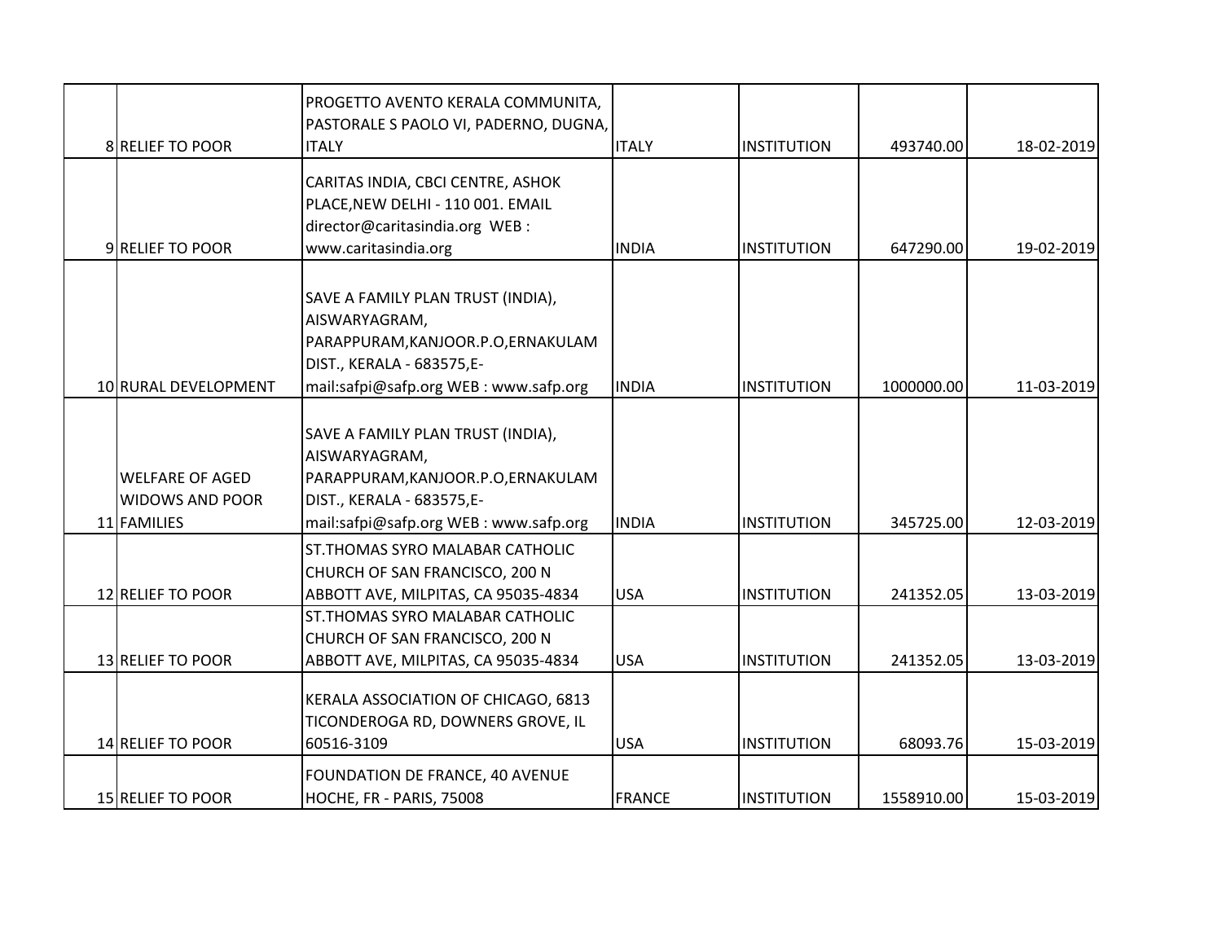| | | | | | | |
|---|---|---|---|---|---|---|
| 8 | RELIEF TO POOR | PROGETTO AVENTO KERALA COMMUNITA, PASTORALE S PAOLO VI, PADERNO, DUGNA, ITALY | ITALY | INSTITUTION | 493740.00 | 18-02-2019 |
| 9 | RELIEF TO POOR | CARITAS INDIA, CBCI CENTRE, ASHOK PLACE,NEW DELHI - 110 001. EMAIL director@caritasindia.org WEB : www.caritasindia.org | INDIA | INSTITUTION | 647290.00 | 19-02-2019 |
| 10 | RURAL DEVELOPMENT | SAVE A FAMILY PLAN TRUST (INDIA), AISWARYAGRAM, PARAPPURAM,KANJOOR.P.O,ERNAKULAM DIST., KERALA - 683575,E-mail:safpi@safp.org WEB : www.safp.org | INDIA | INSTITUTION | 1000000.00 | 11-03-2019 |
| 11 | WELFARE OF AGED WIDOWS AND POOR FAMILIES | SAVE A FAMILY PLAN TRUST (INDIA), AISWARYAGRAM, PARAPPURAM,KANJOOR.P.O,ERNAKULAM DIST., KERALA - 683575,E-mail:safpi@safp.org WEB : www.safp.org | INDIA | INSTITUTION | 345725.00 | 12-03-2019 |
| 12 | RELIEF TO POOR | ST.THOMAS SYRO MALABAR CATHOLIC CHURCH OF SAN FRANCISCO, 200 N ABBOTT AVE, MILPITAS, CA 95035-4834 | USA | INSTITUTION | 241352.05 | 13-03-2019 |
| 13 | RELIEF TO POOR | ST.THOMAS SYRO MALABAR CATHOLIC CHURCH OF SAN FRANCISCO, 200 N ABBOTT AVE, MILPITAS, CA 95035-4834 | USA | INSTITUTION | 241352.05 | 13-03-2019 |
| 14 | RELIEF TO POOR | KERALA ASSOCIATION OF CHICAGO, 6813 TICONDEROGA RD, DOWNERS GROVE, IL 60516-3109 | USA | INSTITUTION | 68093.76 | 15-03-2019 |
| 15 | RELIEF TO POOR | FOUNDATION DE FRANCE, 40 AVENUE HOCHE, FR - PARIS, 75008 | FRANCE | INSTITUTION | 1558910.00 | 15-03-2019 |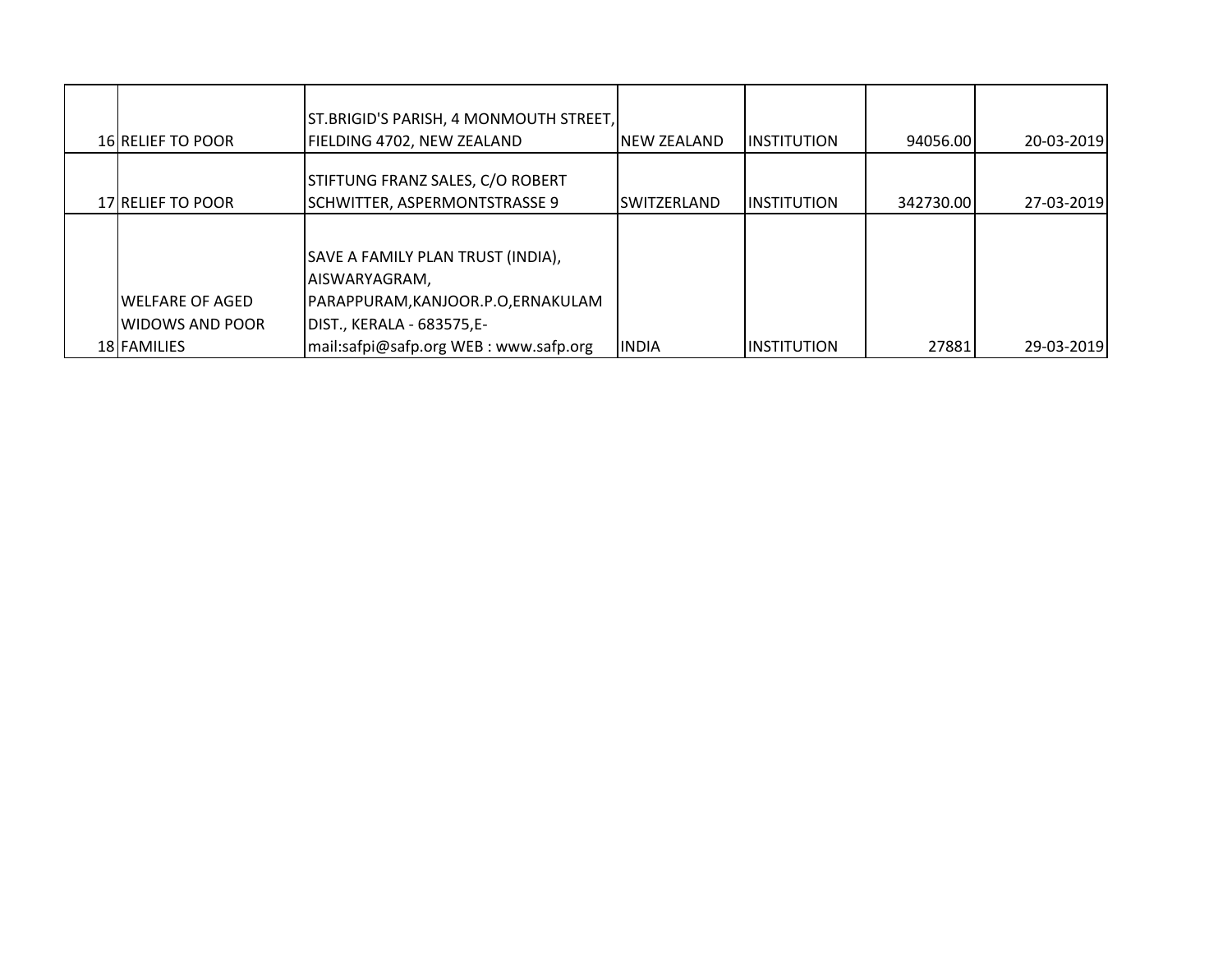| | | | | | | |
|---|---|---|---|---|---|---|
| 16 | RELIEF TO POOR | ST.BRIGID'S PARISH, 4 MONMOUTH STREET, FIELDING 4702, NEW ZEALAND | NEW ZEALAND | INSTITUTION | 94056.00 | 20-03-2019 |
| 17 | RELIEF TO POOR | STIFTUNG FRANZ SALES, C/O ROBERT SCHWITTER, ASPERMONTSTRASSE 9 | SWITZERLAND | INSTITUTION | 342730.00 | 27-03-2019 |
| 18 | WELFARE OF AGED WIDOWS AND POOR FAMILIES | SAVE A FAMILY PLAN TRUST (INDIA), AISWARYAGRAM, PARAPPURAM,KANJOOR.P.O,ERNAKULAM DIST., KERALA - 683575,E-mail:safpi@safp.org WEB : www.safp.org | INDIA | INSTITUTION | 27881 | 29-03-2019 |